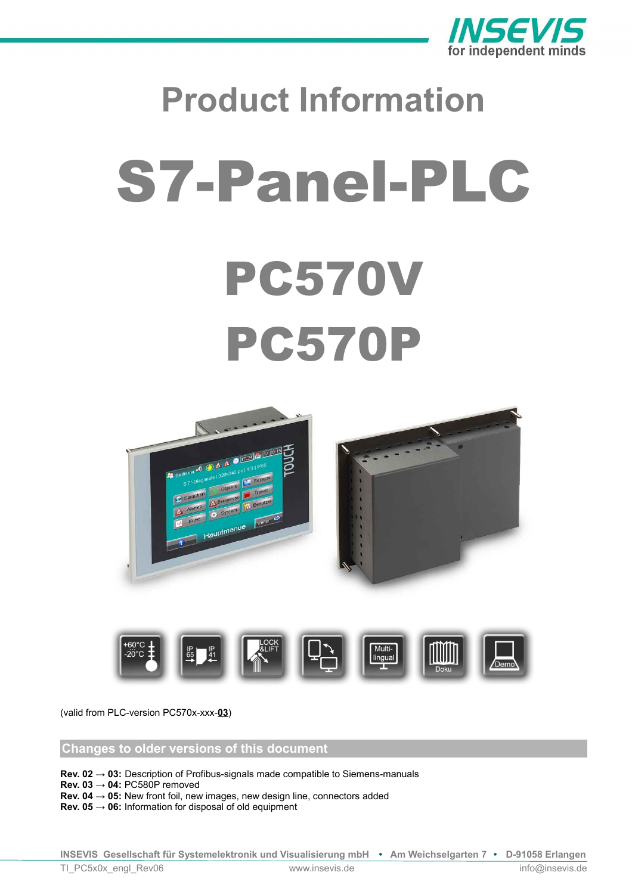# Product Information

# S7-Panel-PLC

# PC570V
# PC570P

(valid from PLC-version PC570x-xxx-**03**)

## Changes to older versions of this document

**Rev. 02 → 03:** Description of Profibus-signals made compatible to Siemens-manuals
**Rev. 03 → 04:** PC580P removed
**Rev. 04 → 05:** New front foil, new images, new design line, connectors added
**Rev. 05 → 06:** Information for disposal of old equipment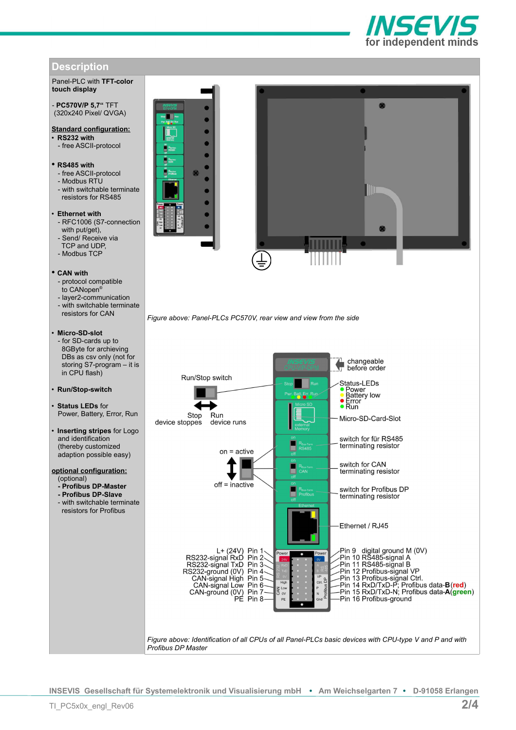## Description

Panel-PLC with **TFT-color touch display**

- **PC570V/P 5,7" TFT** (320x240 Pixel/ QVGA)

**Standard configuration:**

- **RS232 with**
  - free ASCII-protocol
- **RS485 with**
  - free ASCII-protocol
  - Modbus RTU
  - with switchable terminate resistors for RS485
- **Ethernet with**
  - RFC1006 (S7-connection with put/get),
  - Send/ Receive via TCP and UDP,
  - Modbus TCP
- **CAN with**
  - protocol compatible to CANopen®
  - layer2-communication
  - with switchable terminate resistors for CAN
- **Micro-SD-slot**
  - for SD-cards up to 8GByte for archieving DBs as csv only (not for storing S7-program – it is in CPU flash)
- **Run/Stop-switch**
- **Status LEDs** for Power, Battery, Error, Run
- **Inserting stripes** for Logo and identification (thereby customized adaption possible easy)

**optional configuration:**
(optional)
- **Profibus DP-Master**
- **Profibus DP-Slave**
- with switchable terminate resistors for Profibus

*Figure above: Panel-PLCs PC570V, rear view and view from the side*

Run/Stop switch
Stop device stoppes
Run device runs

changeable before order

Status-LEDs
- Power
- Battery low
- Error
- Run

Micro-SD-Card-Slot

on = active
off = inactive

switch for für RS485 terminating resistor
switch for CAN terminating resistor
switch for Profibus DP terminating resistor

Ethernet / RJ45

L+ (24V) Pin 1
RS232-signal RxD Pin 2
RS232-signal TxD Pin 3
RS232-ground (0V) Pin 4
CAN-signal High Pin 5
CAN-signal Low Pin 6
CAN-ground (0V) Pin 7
PE Pin 8

Pin 9 digital ground M (0V)
Pin 10 RS485-signal A
Pin 11 RS485-signal B
Pin 12 Profibus-signal VP
Pin 13 Profibus-signal Ctrl.
Pin 14 RxD/TxD-P; Profibus data-**B** (**red**)
Pin 15 RxD/TxD-N; Profibus data-**A** (**green**)
Pin 16 Profibus-ground

*Figure above: Identification of all CPUs of all Panel-PLCs basic devices with CPU-type V and P and with Profibus DP Master*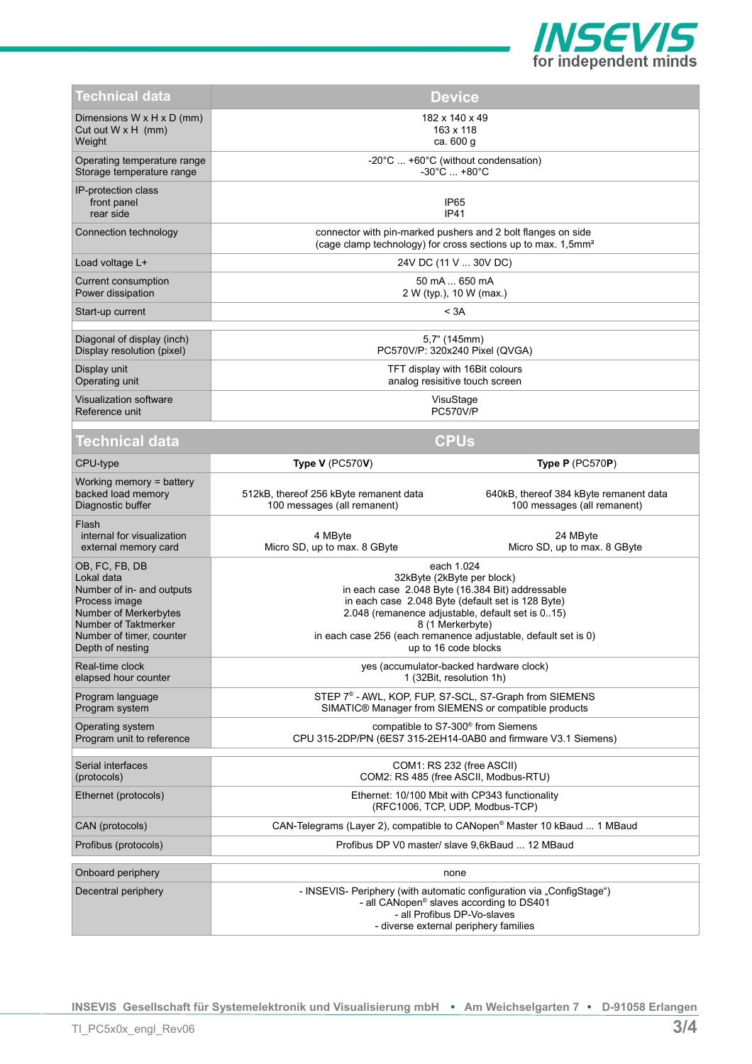| Technical data | Device |
|---|---|
| Dimensions W x H x D (mm)<br>Cut out W x H (mm)<br>Weight | 182 x 140 x 49<br>163 x 118<br>ca. 600 g |
| Operating temperature range<br>Storage temperature range | -20°C ... +60°C (without condensation)<br>-30°C ... +80°C |
| IP-protection class<br>front panel<br>rear side | <br>IP65<br>IP41 |
| Connection technology | connector with pin-marked pushers and 2 bolt flanges on side<br>(cage clamp technology) for cross sections up to max. 1,5mm² |
| Load voltage L+ | 24V DC (11 V ... 30V DC) |
| Current consumption<br>Power dissipation | 50 mA ... 650 mA<br>2 W (typ.), 10 W (max.) |
| Start-up current | < 3A |
| | |
| Diagonal of display (inch)<br>Display resolution (pixel) | 5,7" (145mm)<br>PC570V/P: 320x240 Pixel (QVGA) |
| Display unit<br>Operating unit | TFT display with 16Bit colours<br>analog resisitive touch screen |
| Visualization software<br>Reference unit | VisuStage<br>PC570V/P |

| Technical data | CPUs | |
|---|---|---|
| CPU-type | **Type V** (PC570**V**) | **Type P** (PC570**P**) |
| Working memory = battery backed load memory<br>Diagnostic buffer | 512kB, thereof 256 kByte remanent data<br>100 messages (all remanent) | 640kB, thereof 384 kByte remanent data<br>100 messages (all remanent) |
| Flash<br>internal for visualization<br>external memory card | <br>4 MByte<br>Micro SD, up to max. 8 GByte | <br>24 MByte<br>Micro SD, up to max. 8 GByte |
| OB, FC, FB, DB<br>Lokal data<br>Number of in- and outputs<br>Process image<br>Number of Merkerbytes<br>Number of Taktmerker<br>Number of timer, counter<br>Depth of nesting | each 1.024<br>32kByte (2kByte per block)<br>in each case 2.048 Byte (16.384 Bit) addressable<br>in each case 2.048 Byte (default set is 128 Byte)<br>2.048 (remanence adjustable, default set is 0..15)<br>8 (1 Merkerbyte)<br>in each case 256 (each remanence adjustable, default set is 0)<br>up to 16 code blocks | |
| Real-time clock<br>elapsed hour counter | yes (accumulator-backed hardware clock)<br>1 (32Bit, resolution 1h) | |
| Program language<br>Program system | STEP 7® - AWL, KOP, FUP, S7-SCL, S7-Graph from SIEMENS<br>SIMATIC® Manager from SIEMENS or compatible products | |
| Operating system<br>Program unit to reference | compatible to S7-300® from Siemens<br>CPU 315-2DP/PN (6ES7 315-2EH14-0AB0 and firmware V3.1 Siemens) | |
| | | |
| Serial interfaces<br>(protocols) | COM1: RS 232 (free ASCII)<br>COM2: RS 485 (free ASCII, Modbus-RTU) | |
| Ethernet (protocols) | Ethernet: 10/100 Mbit with CP343 functionality<br>(RFC1006, TCP, UDP, Modbus-TCP) | |
| CAN (protocols) | CAN-Telegrams (Layer 2), compatible to CANopen® Master 10 kBaud ... 1 MBaud | |
| Profibus (protocols) | Profibus DP V0 master/ slave 9,6kBaud ... 12 MBaud | |
| | | |
| Onboard periphery | none | |
| Decentral periphery | - INSEVIS- Periphery (with automatic configuration via „ConfigStage")<br>- all CANopen® slaves according to DS401<br>- all Profibus DP-Vo-slaves<br>- diverse external periphery families | |

INSEVIS Gesellschaft für Systemelektronik und Visualisierung mbH • Am Weichselgarten 7 • D-91058 Erlangen

TI_PC5x0x_engl_Rev06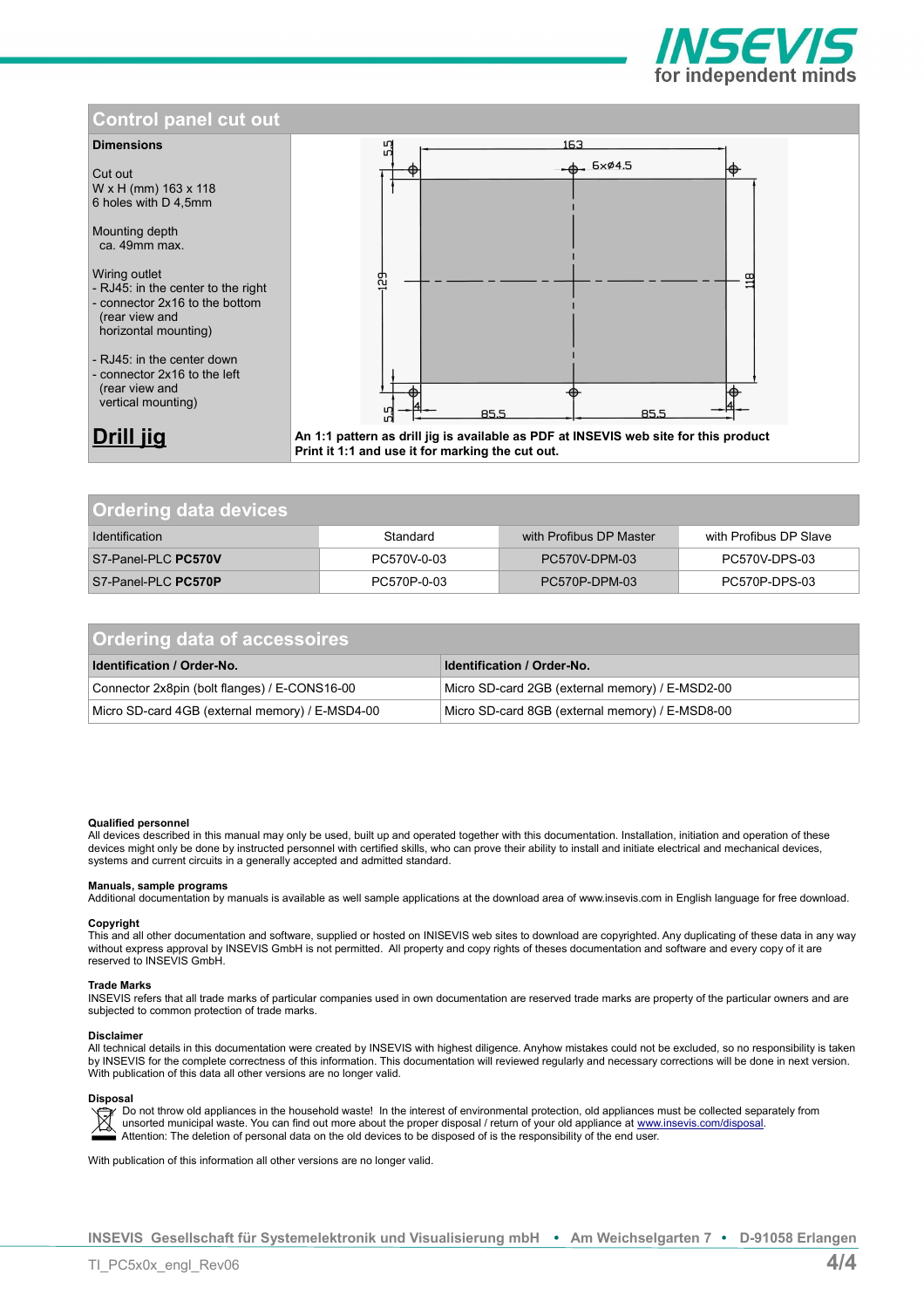## Control panel cut out

**Dimensions**

Cut out
W x H (mm) 163 x 118
6 holes with D 4,5mm

Mounting depth
ca. 49mm max.

Wiring outlet
- RJ45: in the center to the right
- connector 2x16 to the bottom
  (rear view and
  horizontal mounting)

- RJ45: in the center down
- connector 2x16 to the left
  (rear view and
  vertical mounting)

163
6x∅4.5
5.5
129
118
5.5
4
85.5
85.5
4

## Drill jig

**An 1:1 pattern as drill jig is available as PDF at INSEVIS web site for this product**
**Print it 1:1 and use it for marking the cut out.**

## Ordering data devices

| Identification | Standard | with Profibus DP Master | with Profibus DP Slave |
|---|---|---|---|
| S7-Panel-PLC **PC570V** | PC570V-0-03 | PC570V-DPM-03 | PC570V-DPS-03 |
| S7-Panel-PLC **PC570P** | PC570P-0-03 | PC570P-DPM-03 | PC570P-DPS-03 |

## Ordering data of accessoires

| **Identification / Order-No.** | **Identification / Order-No.** |
|---|---|
| Connector 2x8pin (bolt flanges) / E-CONS16-00 | Micro SD-card 2GB (external memory) / E-MSD2-00 |
| Micro SD-card 4GB (external memory) / E-MSD4-00 | Micro SD-card 8GB (external memory) / E-MSD8-00 |

**Qualified personnel**
All devices described in this manual may only be used, built up and operated together with this documentation. Installation, initiation and operation of these devices might only be done by instructed personnel with certified skills, who can prove their ability to install and initiate electrical and mechanical devices, systems and current circuits in a generally accepted and admitted standard.

**Manuals, sample programs**
Additional documentation by manuals is available as well sample applications at the download area of www.insevis.com in English language for free download.

**Copyright**
This and all other documentation and software, supplied or hosted on INISEVIS web sites to download are copyrighted. Any duplicating of these data in any way without express approval by INSEVIS GmbH is not permitted. All property and copy rights of theses documentation and software and every copy of it are reserved to INSEVIS GmbH.

**Trade Marks**
INSEVIS refers that all trade marks of particular companies used in own documentation are reserved trade marks are property of the particular owners and are subjected to common protection of trade marks.

**Disclaimer**
All technical details in this documentation were created by INSEVIS with highest diligence. Anyhow mistakes could not be excluded, so no responsibility is taken by INSEVIS for the complete correctness of this information. This documentation will reviewed regularly and necessary corrections will be done in next version. With publication of this data all other versions are no longer valid.

**Disposal**
Do not throw old appliances in the household waste! In the interest of environmental protection, old appliances must be collected separately from unsorted municipal waste. You can find out more about the proper disposal / return of your old appliance at www.insevis.com/disposal.
Attention: The deletion of personal data on the old devices to be disposed of is the responsibility of the end user.

With publication of this information all other versions are no longer valid.

INSEVIS Gesellschaft für Systemelektronik und Visualisierung mbH • Am Weichselgarten 7 • D-91058 Erlangen

TI_PC5x0x_engl_Rev06